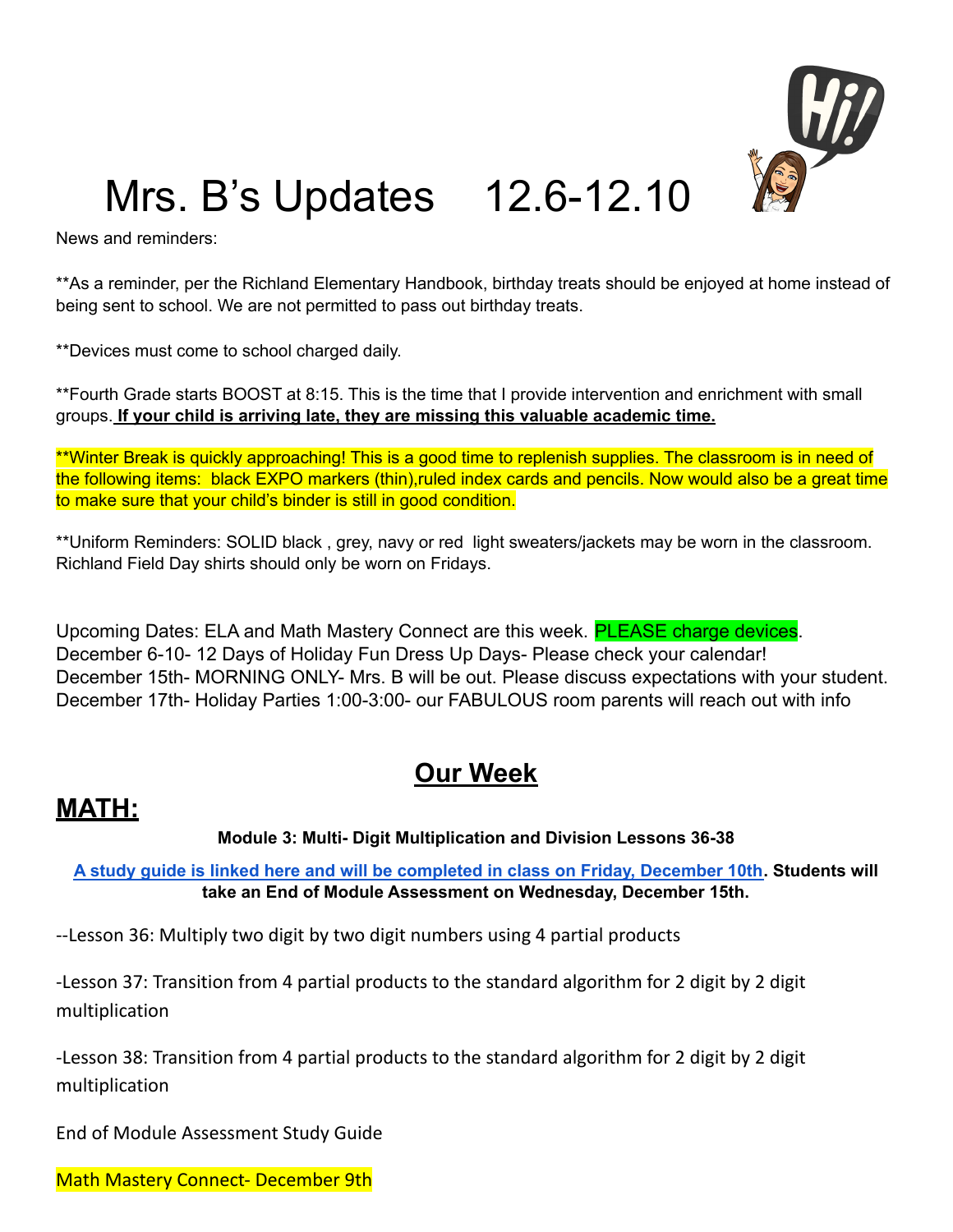# Mrs. B's Updates 12.6-12.10

News and reminders:

**As a reminder, per the Richland Elementary Handbook, birthday treats should be enjoyed at home instead of being sent to school. We are not permitted to pass out birthday treats.

**Devices must come to school charged daily.

**Fourth Grade starts BOOST at 8:15. This is the time that I provide intervention and enrichment with small groups. **If your child is arriving late, they are missing this valuable academic time.**

**Winter Break is quickly approaching! This is a good time to replenish supplies. The classroom is in need of the following items: black EXPO markers (thin),ruled index cards and pencils. Now would also be a great time to make sure that your child's binder is still in good condition.

**Uniform Reminders: SOLID black , grey, navy or red light sweaters/jackets may be worn in the classroom. Richland Field Day shirts should only be worn on Fridays.

Upcoming Dates: ELA and Math Mastery Connect are this week. PLEASE charge devices.
December 6-10- 12 Days of Holiday Fun Dress Up Days- Please check your calendar!
December 15th- MORNING ONLY- Mrs. B will be out. Please discuss expectations with your student.
December 17th- Holiday Parties 1:00-3:00- our FABULOUS room parents will reach out with info

## Our Week

## MATH:

**Module 3: Multi- Digit Multiplication and Division Lessons 36-38**

**A study guide is linked here and will be completed in class on Friday, December 10th. Students will take an End of Module Assessment on Wednesday, December 15th.**

--Lesson 36: Multiply two digit by two digit numbers using 4 partial products

-Lesson 37: Transition from 4 partial products to the standard algorithm for 2 digit by 2 digit multiplication

-Lesson 38: Transition from 4 partial products to the standard algorithm for 2 digit by 2 digit multiplication

End of Module Assessment Study Guide

Math Mastery Connect- December 9th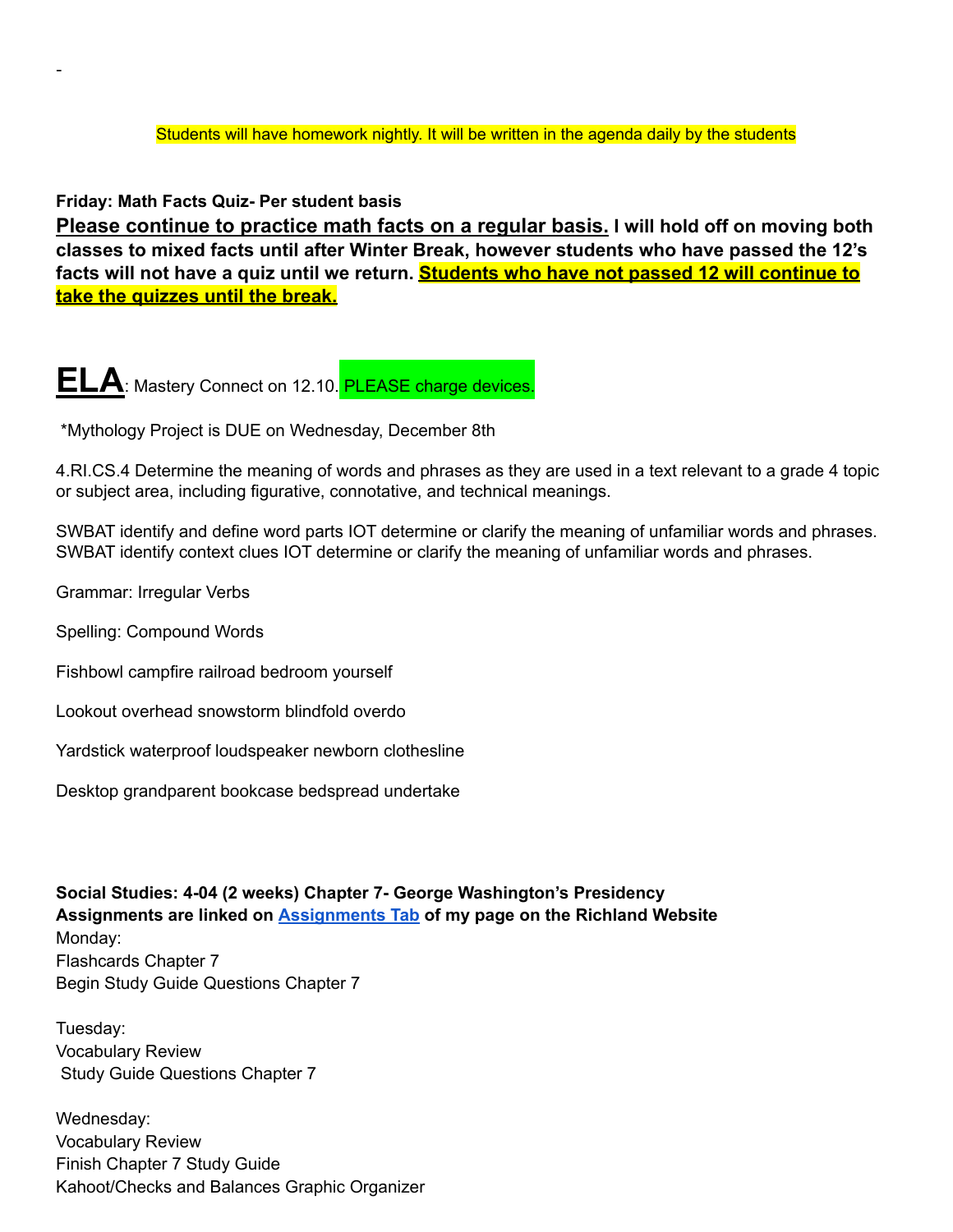-

Students will have homework nightly. It will be written in the agenda daily by the students

**Friday: Math Facts Quiz- Per student basis**

**Please continue to practice math facts on a regular basis. I will hold off on moving both classes to mixed facts until after Winter Break, however students who have passed the 12's facts will not have a quiz until we return. Students who have not passed 12 will continue to take the quizzes until the break.**

**ELA**: Mastery Connect on 12.10. PLEASE charge devices.

*Mythology Project is DUE on Wednesday, December 8th

4.RI.CS.4 Determine the meaning of words and phrases as they are used in a text relevant to a grade 4 topic or subject area, including figurative, connotative, and technical meanings.

SWBAT identify and define word parts IOT determine or clarify the meaning of unfamiliar words and phrases.
SWBAT identify context clues IOT determine or clarify the meaning of unfamiliar words and phrases.

Grammar: Irregular Verbs

Spelling: Compound Words

Fishbowl campfire railroad bedroom yourself

Lookout overhead snowstorm blindfold overdo

Yardstick waterproof loudspeaker newborn clothesline

Desktop grandparent bookcase bedspread undertake

**Social Studies: 4-04 (2 weeks) Chapter 7- George Washington's Presidency**
**Assignments are linked on Assignments Tab of my page on the Richland Website**

Monday:
Flashcards Chapter 7
Begin Study Guide Questions Chapter 7

Tuesday:
Vocabulary Review
Study Guide Questions Chapter 7

Wednesday:
Vocabulary Review
Finish Chapter 7 Study Guide
Kahoot/Checks and Balances Graphic Organizer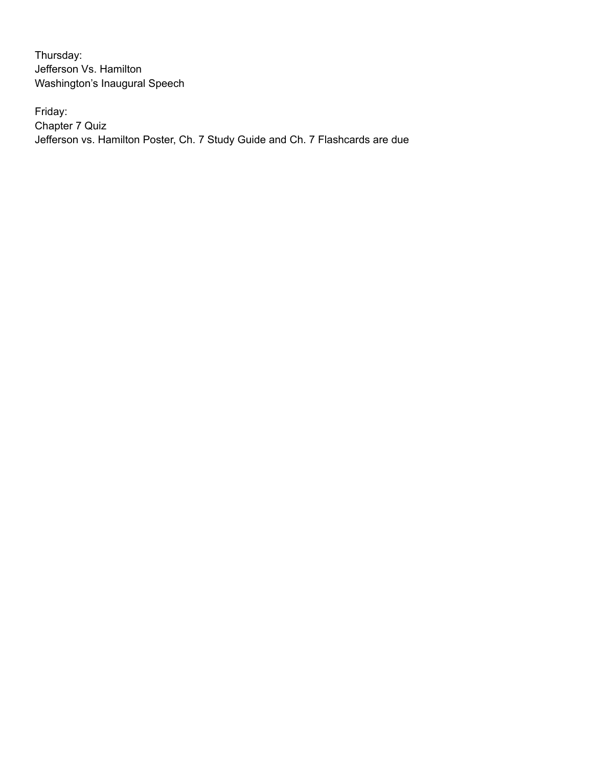Thursday:
Jefferson Vs. Hamilton
Washington's Inaugural Speech

Friday:
Chapter 7 Quiz
Jefferson vs. Hamilton Poster, Ch. 7 Study Guide and Ch. 7 Flashcards are due